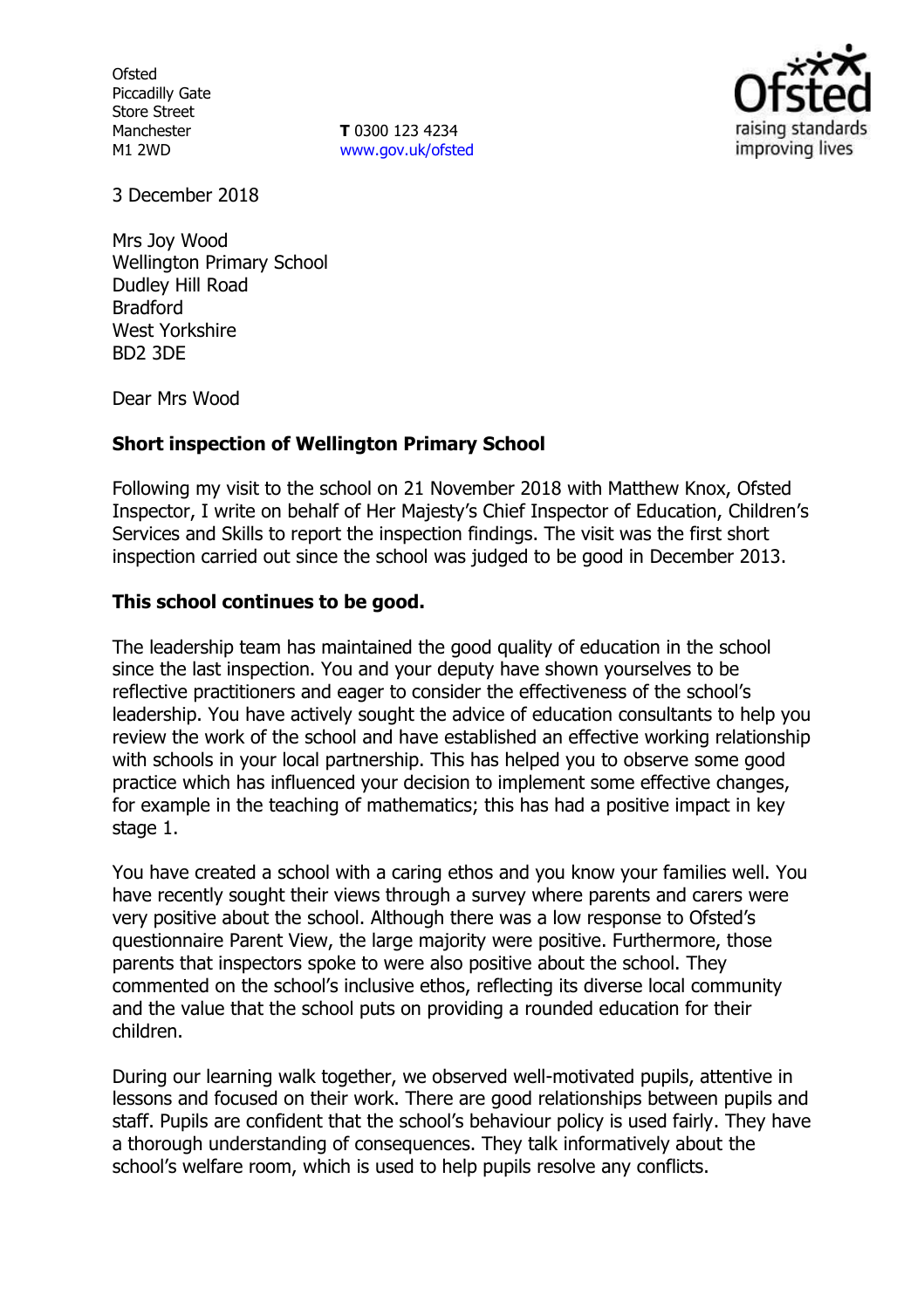Ofsted
Piccadilly Gate
Store Street
Manchester
M1 2WD

**T** 0300 123 4234
www.gov.uk/ofsted

3 December 2018

Mrs Joy Wood
Wellington Primary School
Dudley Hill Road
Bradford
West Yorkshire
BD2 3DE

Dear Mrs Wood

**Short inspection of Wellington Primary School**

Following my visit to the school on 21 November 2018 with Matthew Knox, Ofsted Inspector, I write on behalf of Her Majesty's Chief Inspector of Education, Children's Services and Skills to report the inspection findings. The visit was the first short inspection carried out since the school was judged to be good in December 2013.

**This school continues to be good.**

The leadership team has maintained the good quality of education in the school since the last inspection. You and your deputy have shown yourselves to be reflective practitioners and eager to consider the effectiveness of the school's leadership. You have actively sought the advice of education consultants to help you review the work of the school and have established an effective working relationship with schools in your local partnership. This has helped you to observe some good practice which has influenced your decision to implement some effective changes, for example in the teaching of mathematics; this has had a positive impact in key stage 1.

You have created a school with a caring ethos and you know your families well. You have recently sought their views through a survey where parents and carers were very positive about the school. Although there was a low response to Ofsted's questionnaire Parent View, the large majority were positive. Furthermore, those parents that inspectors spoke to were also positive about the school. They commented on the school's inclusive ethos, reflecting its diverse local community and the value that the school puts on providing a rounded education for their children.

During our learning walk together, we observed well-motivated pupils, attentive in lessons and focused on their work. There are good relationships between pupils and staff. Pupils are confident that the school's behaviour policy is used fairly. They have a thorough understanding of consequences. They talk informatively about the school's welfare room, which is used to help pupils resolve any conflicts.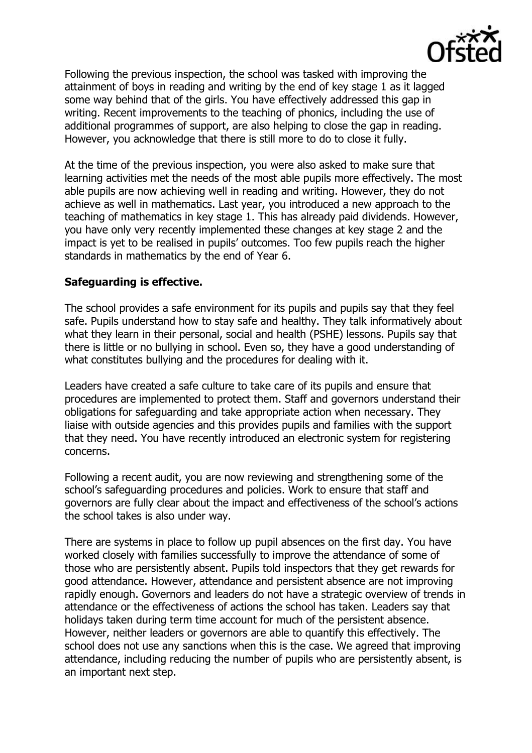Following the previous inspection, the school was tasked with improving the attainment of boys in reading and writing by the end of key stage 1 as it lagged some way behind that of the girls. You have effectively addressed this gap in writing. Recent improvements to the teaching of phonics, including the use of additional programmes of support, are also helping to close the gap in reading. However, you acknowledge that there is still more to do to close it fully.

At the time of the previous inspection, you were also asked to make sure that learning activities met the needs of the most able pupils more effectively. The most able pupils are now achieving well in reading and writing. However, they do not achieve as well in mathematics. Last year, you introduced a new approach to the teaching of mathematics in key stage 1. This has already paid dividends. However, you have only very recently implemented these changes at key stage 2 and the impact is yet to be realised in pupils' outcomes. Too few pupils reach the higher standards in mathematics by the end of Year 6.

**Safeguarding is effective.**

The school provides a safe environment for its pupils and pupils say that they feel safe. Pupils understand how to stay safe and healthy. They talk informatively about what they learn in their personal, social and health (PSHE) lessons. Pupils say that there is little or no bullying in school. Even so, they have a good understanding of what constitutes bullying and the procedures for dealing with it.

Leaders have created a safe culture to take care of its pupils and ensure that procedures are implemented to protect them. Staff and governors understand their obligations for safeguarding and take appropriate action when necessary. They liaise with outside agencies and this provides pupils and families with the support that they need. You have recently introduced an electronic system for registering concerns.

Following a recent audit, you are now reviewing and strengthening some of the school's safeguarding procedures and policies. Work to ensure that staff and governors are fully clear about the impact and effectiveness of the school's actions the school takes is also under way.

There are systems in place to follow up pupil absences on the first day. You have worked closely with families successfully to improve the attendance of some of those who are persistently absent. Pupils told inspectors that they get rewards for good attendance. However, attendance and persistent absence are not improving rapidly enough. Governors and leaders do not have a strategic overview of trends in attendance or the effectiveness of actions the school has taken. Leaders say that holidays taken during term time account for much of the persistent absence. However, neither leaders or governors are able to quantify this effectively. The school does not use any sanctions when this is the case. We agreed that improving attendance, including reducing the number of pupils who are persistently absent, is an important next step.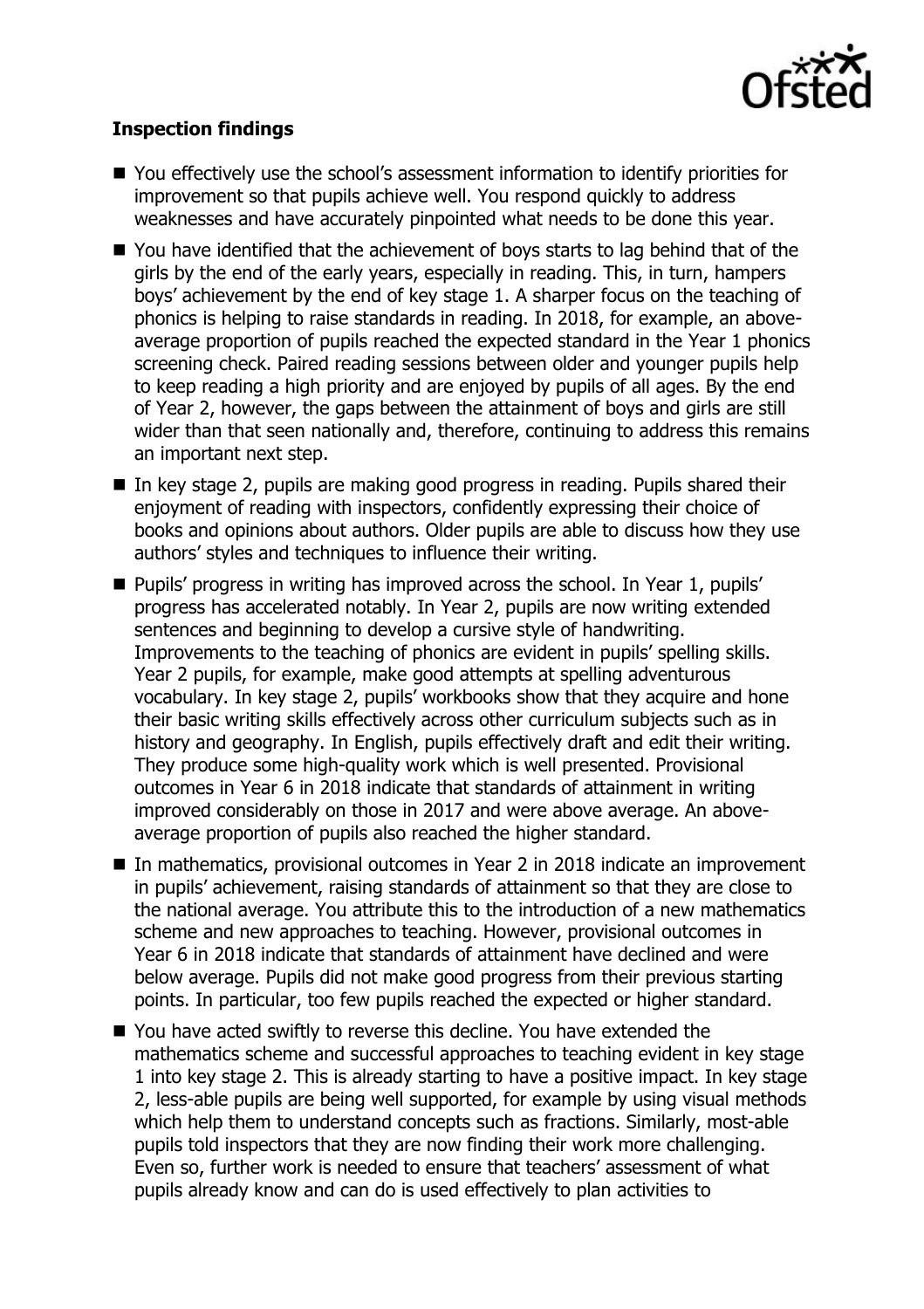**Inspection findings**

- You effectively use the school's assessment information to identify priorities for improvement so that pupils achieve well. You respond quickly to address weaknesses and have accurately pinpointed what needs to be done this year.
- You have identified that the achievement of boys starts to lag behind that of the girls by the end of the early years, especially in reading. This, in turn, hampers boys' achievement by the end of key stage 1. A sharper focus on the teaching of phonics is helping to raise standards in reading. In 2018, for example, an above-average proportion of pupils reached the expected standard in the Year 1 phonics screening check. Paired reading sessions between older and younger pupils help to keep reading a high priority and are enjoyed by pupils of all ages. By the end of Year 2, however, the gaps between the attainment of boys and girls are still wider than that seen nationally and, therefore, continuing to address this remains an important next step.
- In key stage 2, pupils are making good progress in reading. Pupils shared their enjoyment of reading with inspectors, confidently expressing their choice of books and opinions about authors. Older pupils are able to discuss how they use authors' styles and techniques to influence their writing.
- Pupils' progress in writing has improved across the school. In Year 1, pupils' progress has accelerated notably. In Year 2, pupils are now writing extended sentences and beginning to develop a cursive style of handwriting. Improvements to the teaching of phonics are evident in pupils' spelling skills. Year 2 pupils, for example, make good attempts at spelling adventurous vocabulary. In key stage 2, pupils' workbooks show that they acquire and hone their basic writing skills effectively across other curriculum subjects such as in history and geography. In English, pupils effectively draft and edit their writing. They produce some high-quality work which is well presented. Provisional outcomes in Year 6 in 2018 indicate that standards of attainment in writing improved considerably on those in 2017 and were above average. An above-average proportion of pupils also reached the higher standard.
- In mathematics, provisional outcomes in Year 2 in 2018 indicate an improvement in pupils' achievement, raising standards of attainment so that they are close to the national average. You attribute this to the introduction of a new mathematics scheme and new approaches to teaching. However, provisional outcomes in Year 6 in 2018 indicate that standards of attainment have declined and were below average. Pupils did not make good progress from their previous starting points. In particular, too few pupils reached the expected or higher standard.
- You have acted swiftly to reverse this decline. You have extended the mathematics scheme and successful approaches to teaching evident in key stage 1 into key stage 2. This is already starting to have a positive impact. In key stage 2, less-able pupils are being well supported, for example by using visual methods which help them to understand concepts such as fractions. Similarly, most-able pupils told inspectors that they are now finding their work more challenging. Even so, further work is needed to ensure that teachers' assessment of what pupils already know and can do is used effectively to plan activities to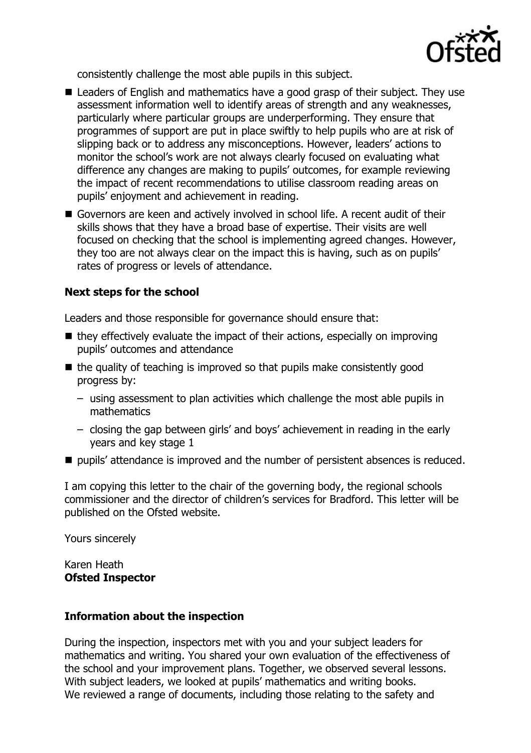consistently challenge the most able pupils in this subject.

- Leaders of English and mathematics have a good grasp of their subject. They use assessment information well to identify areas of strength and any weaknesses, particularly where particular groups are underperforming. They ensure that programmes of support are put in place swiftly to help pupils who are at risk of slipping back or to address any misconceptions. However, leaders' actions to monitor the school's work are not always clearly focused on evaluating what difference any changes are making to pupils' outcomes, for example reviewing the impact of recent recommendations to utilise classroom reading areas on pupils' enjoyment and achievement in reading.
- Governors are keen and actively involved in school life. A recent audit of their skills shows that they have a broad base of expertise. Their visits are well focused on checking that the school is implementing agreed changes. However, they too are not always clear on the impact this is having, such as on pupils' rates of progress or levels of attendance.

**Next steps for the school**

Leaders and those responsible for governance should ensure that:

- they effectively evaluate the impact of their actions, especially on improving pupils' outcomes and attendance
- the quality of teaching is improved so that pupils make consistently good progress by:
  - using assessment to plan activities which challenge the most able pupils in mathematics
  - closing the gap between girls' and boys' achievement in reading in the early years and key stage 1
- pupils' attendance is improved and the number of persistent absences is reduced.

I am copying this letter to the chair of the governing body, the regional schools commissioner and the director of children's services for Bradford. This letter will be published on the Ofsted website.

Yours sincerely

Karen Heath
**Ofsted Inspector**

**Information about the inspection**

During the inspection, inspectors met with you and your subject leaders for mathematics and writing. You shared your own evaluation of the effectiveness of the school and your improvement plans. Together, we observed several lessons. With subject leaders, we looked at pupils' mathematics and writing books. We reviewed a range of documents, including those relating to the safety and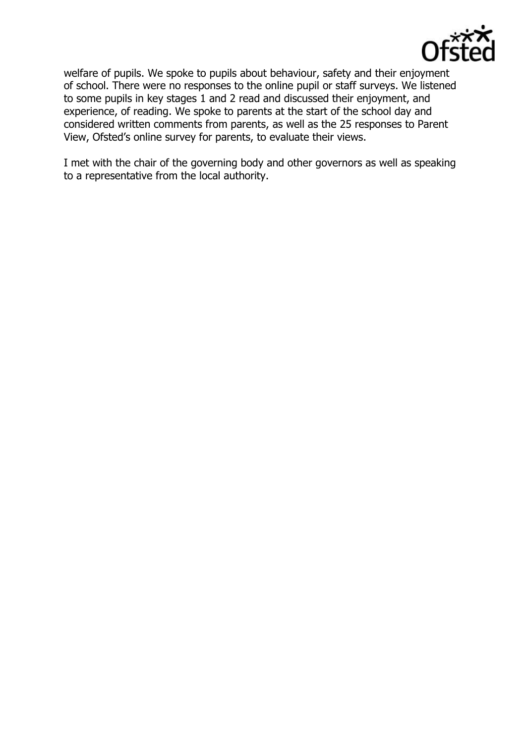welfare of pupils. We spoke to pupils about behaviour, safety and their enjoyment of school. There were no responses to the online pupil or staff surveys. We listened to some pupils in key stages 1 and 2 read and discussed their enjoyment, and experience, of reading. We spoke to parents at the start of the school day and considered written comments from parents, as well as the 25 responses to Parent View, Ofsted's online survey for parents, to evaluate their views.

I met with the chair of the governing body and other governors as well as speaking to a representative from the local authority.